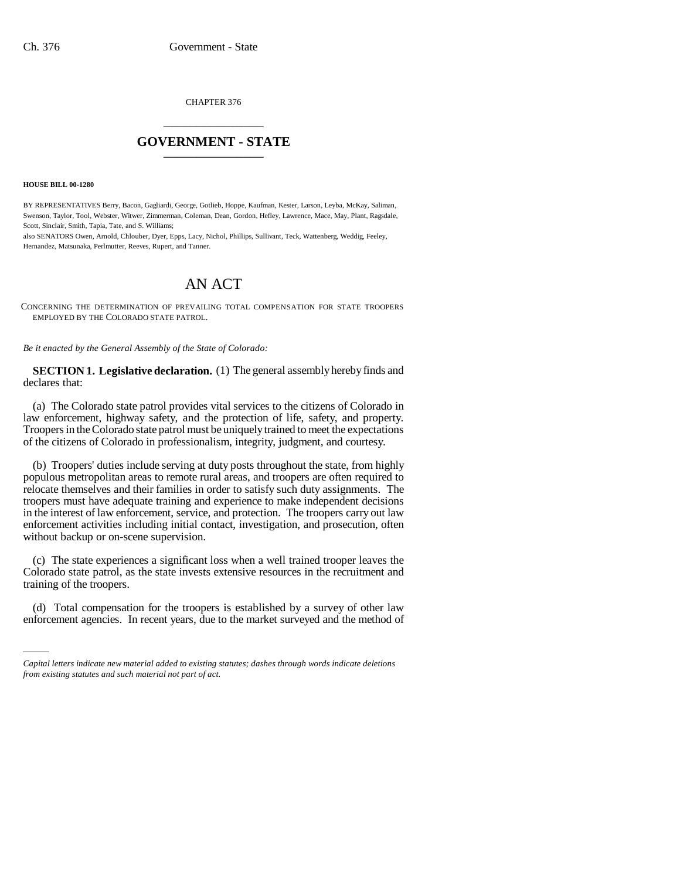CHAPTER 376

# GOVERNMENT - STATE

**HOUSE BILL 00-1280**

BY REPRESENTATIVES Berry, Bacon, Gagliardi, George, Gotlieb, Hoppe, Kaufman, Kester, Larson, Leyba, McKay, Saliman, Swenson, Taylor, Tool, Webster, Witwer, Zimmerman, Coleman, Dean, Gordon, Hefley, Lawrence, Mace, May, Plant, Ragsdale, Scott, Sinclair, Smith, Tapia, Tate, and S. Williams;
also SENATORS Owen, Arnold, Chlouber, Dyer, Epps, Lacy, Nichol, Phillips, Sullivant, Teck, Wattenberg, Weddig, Feeley, Hernandez, Matsunaka, Perlmutter, Reeves, Rupert, and Tanner.

# AN ACT

CONCERNING THE DETERMINATION OF PREVAILING TOTAL COMPENSATION FOR STATE TROOPERS EMPLOYED BY THE COLORADO STATE PATROL.

*Be it enacted by the General Assembly of the State of Colorado:*

**SECTION 1. Legislative declaration.** (1) The general assembly hereby finds and declares that:

(a) The Colorado state patrol provides vital services to the citizens of Colorado in law enforcement, highway safety, and the protection of life, safety, and property. Troopers in the Colorado state patrol must be uniquely trained to meet the expectations of the citizens of Colorado in professionalism, integrity, judgment, and courtesy.

(b) Troopers' duties include serving at duty posts throughout the state, from highly populous metropolitan areas to remote rural areas, and troopers are often required to relocate themselves and their families in order to satisfy such duty assignments. The troopers must have adequate training and experience to make independent decisions in the interest of law enforcement, service, and protection. The troopers carry out law enforcement activities including initial contact, investigation, and prosecution, often without backup or on-scene supervision.

(c) The state experiences a significant loss when a well trained trooper leaves the Colorado state patrol, as the state invests extensive resources in the recruitment and training of the troopers.

(d) Total compensation for the troopers is established by a survey of other law enforcement agencies. In recent years, due to the market surveyed and the method of

*Capital letters indicate new material added to existing statutes; dashes through words indicate deletions from existing statutes and such material not part of act.*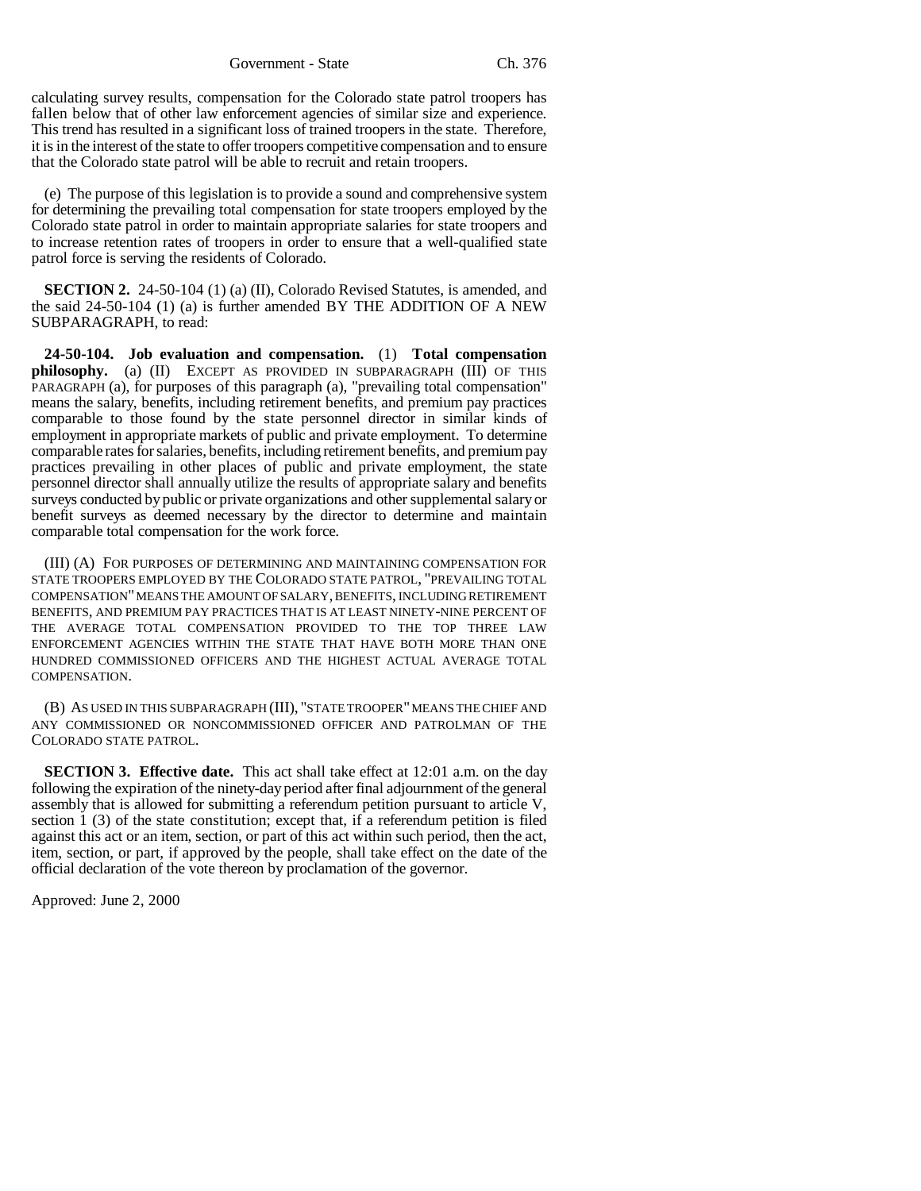calculating survey results, compensation for the Colorado state patrol troopers has fallen below that of other law enforcement agencies of similar size and experience. This trend has resulted in a significant loss of trained troopers in the state. Therefore, it is in the interest of the state to offer troopers competitive compensation and to ensure that the Colorado state patrol will be able to recruit and retain troopers.

(e) The purpose of this legislation is to provide a sound and comprehensive system for determining the prevailing total compensation for state troopers employed by the Colorado state patrol in order to maintain appropriate salaries for state troopers and to increase retention rates of troopers in order to ensure that a well-qualified state patrol force is serving the residents of Colorado.

**SECTION 2.** 24-50-104 (1) (a) (II), Colorado Revised Statutes, is amended, and the said 24-50-104 (1) (a) is further amended BY THE ADDITION OF A NEW SUBPARAGRAPH, to read:

**24-50-104. Job evaluation and compensation.** (1) **Total compensation philosophy.** (a) (II) EXCEPT AS PROVIDED IN SUBPARAGRAPH (III) OF THIS PARAGRAPH (a), for purposes of this paragraph (a), "prevailing total compensation" means the salary, benefits, including retirement benefits, and premium pay practices comparable to those found by the state personnel director in similar kinds of employment in appropriate markets of public and private employment. To determine comparable rates for salaries, benefits, including retirement benefits, and premium pay practices prevailing in other places of public and private employment, the state personnel director shall annually utilize the results of appropriate salary and benefits surveys conducted by public or private organizations and other supplemental salary or benefit surveys as deemed necessary by the director to determine and maintain comparable total compensation for the work force.

(III) (A) FOR PURPOSES OF DETERMINING AND MAINTAINING COMPENSATION FOR STATE TROOPERS EMPLOYED BY THE COLORADO STATE PATROL, "PREVAILING TOTAL COMPENSATION" MEANS THE AMOUNT OF SALARY, BENEFITS, INCLUDING RETIREMENT BENEFITS, AND PREMIUM PAY PRACTICES THAT IS AT LEAST NINETY-NINE PERCENT OF THE AVERAGE TOTAL COMPENSATION PROVIDED TO THE TOP THREE LAW ENFORCEMENT AGENCIES WITHIN THE STATE THAT HAVE BOTH MORE THAN ONE HUNDRED COMMISSIONED OFFICERS AND THE HIGHEST ACTUAL AVERAGE TOTAL COMPENSATION.

(B) AS USED IN THIS SUBPARAGRAPH (III), "STATE TROOPER" MEANS THE CHIEF AND ANY COMMISSIONED OR NONCOMMISSIONED OFFICER AND PATROLMAN OF THE COLORADO STATE PATROL.

**SECTION 3. Effective date.** This act shall take effect at 12:01 a.m. on the day following the expiration of the ninety-day period after final adjournment of the general assembly that is allowed for submitting a referendum petition pursuant to article V, section 1 (3) of the state constitution; except that, if a referendum petition is filed against this act or an item, section, or part of this act within such period, then the act, item, section, or part, if approved by the people, shall take effect on the date of the official declaration of the vote thereon by proclamation of the governor.

Approved: June 2, 2000